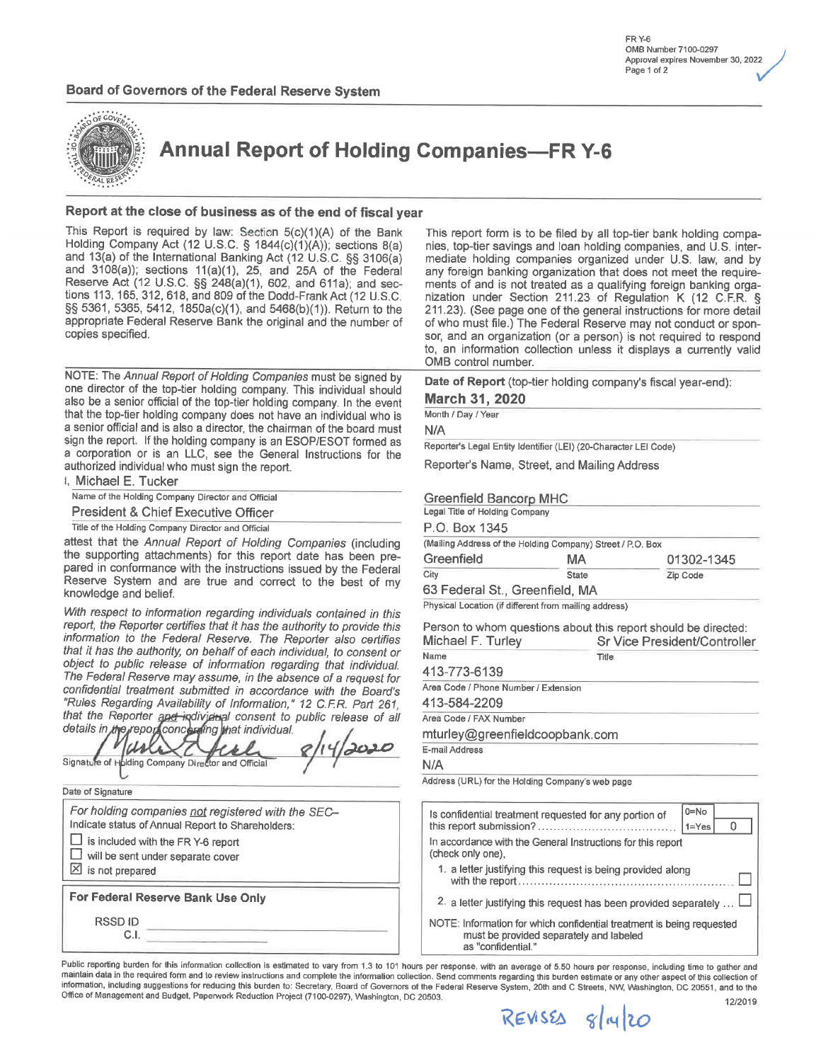FR Y-6
OMB Number 7100-0297
Approval expires November 30, 2022

**Board of Governors of the Federal Reserve System**

# Annual Report of Holding Companies—FR Y-6

## Report at the close of business as of the end of fiscal year

This Report is required by law: Section 5(c)(1)(A) of the Bank Holding Company Act (12 U.S.C. § 1844(c)(1)(A)); sections 8(a) and 13(a) of the International Banking Act (12 U.S.C. §§ 3106(a) and 3108(a)); sections 11(a)(1), 25, and 25A of the Federal Reserve Act (12 U.S.C. §§ 248(a)(1), 602, and 611a); and sections 113, 165, 312, 618, and 809 of the Dodd-Frank Act (12 U.S.C. §§ 5361, 5365, 5412, 1850a(c)(1), and 5468(b)(1)). Return to the appropriate Federal Reserve Bank the original and the number of copies specified.

This report form is to be filed by all top-tier bank holding companies, top-tier savings and loan holding companies, and U.S. intermediate holding companies organized under U.S. law, and by any foreign banking organization that does not meet the requirements of and is not treated as a qualifying foreign banking organization under Section 211.23 of Regulation K (12 C.F.R. § 211.23). (See page one of the general instructions for more detail of who must file.) The Federal Reserve may not conduct or sponsor, and an organization (or a person) is not required to respond to, an information collection unless it displays a currently valid OMB control number.

NOTE: The *Annual Report of Holding Companies* must be signed by one director of the top-tier holding company. This individual should also be a senior official of the top-tier holding company. In the event that the top-tier holding company does not have an individual who is a senior official and is also a director, the chairman of the board must sign the report. If the holding company is an ESOP/ESOT formed as a corporation or is an LLC, see the General Instructions for the authorized individual who must sign the report.

I, Michael E. Tucker
Name of the Holding Company Director and Official

President & Chief Executive Officer
Title of the Holding Company Director and Official

attest that the *Annual Report of Holding Companies* (including the supporting attachments) for this report date has been prepared in conformance with the instructions issued by the Federal Reserve System and are true and correct to the best of my knowledge and belief.

*With respect to information regarding individuals contained in this report, the Reporter certifies that it has the authority to provide this information to the Federal Reserve. The Reporter also certifies that it has the authority, on behalf of each individual, to consent or object to public release of information regarding that individual. The Federal Reserve may assume, in the absence of a request for confidential treatment submitted in accordance with the Board's "Rules Regarding Availability of Information," 12 C.F.R. Part 261, that the Reporter and individual consent to public release of all details in the report concerning that individual.*

[Signature] 8/14/2020
Signature of Holding Company Director and Official

Date of Signature

*For holding companies not registered with the SEC–*
Indicate status of Annual Report to Shareholders:

- ☐ is included with the FR Y-6 report
- ☐ will be sent under separate cover
- ☒ is not prepared

**For Federal Reserve Bank Use Only**

RSSD ID
C.I.

**Date of Report** (top-tier holding company's fiscal year-end):
**March 31, 2020**
Month / Day / Year

N/A
Reporter's Legal Entity Identifier (LEI) (20-Character LEI Code)

Reporter's Name, Street, and Mailing Address

Greenfield Bancorp MHC
Legal Title of Holding Company

P.O. Box 1345
(Mailing Address of the Holding Company) Street / P.O. Box

| Greenfield | MA | 01302-1345 |
|---|---|---|
| City | State | Zip Code |

63 Federal St., Greenfield, MA
Physical Location (if different from mailing address)

Person to whom questions about this report should be directed:

| Michael F. Turley | Sr Vice President/Controller |
|---|---|
| Name | Title |

413-773-6139
Area Code / Phone Number / Extension

413-584-2209
Area Code / FAX Number

mturley@greenfieldcoopbank.com
E-mail Address

N/A
Address (URL) for the Holding Company's web page

Is confidential treatment requested for any portion of this report submission? (0=No, 1=Yes) **0**

In accordance with the General Instructions for this report (check only one),

1. a letter justifying this request is being provided along with the report ☐
2. a letter justifying this request has been provided separately ☐

NOTE: Information for which confidential treatment is being requested must be provided separately and labeled as "confidential."

Public reporting burden for this information collection is estimated to vary from 1.3 to 101 hours per response, with an average of 5.50 hours per response, including time to gather and maintain data in the required form and to review instructions and complete the information collection. Send comments regarding this burden estimate or any other aspect of this collection of information, including suggestions for reducing this burden to: Secretary, Board of Governors of the Federal Reserve System, 20th and C Streets, NW, Washington, DC 20551, and to the Office of Management and Budget, Paperwork Reduction Project (7100-0297), Washington, DC 20503.

12/2019

REVISED 8/14/20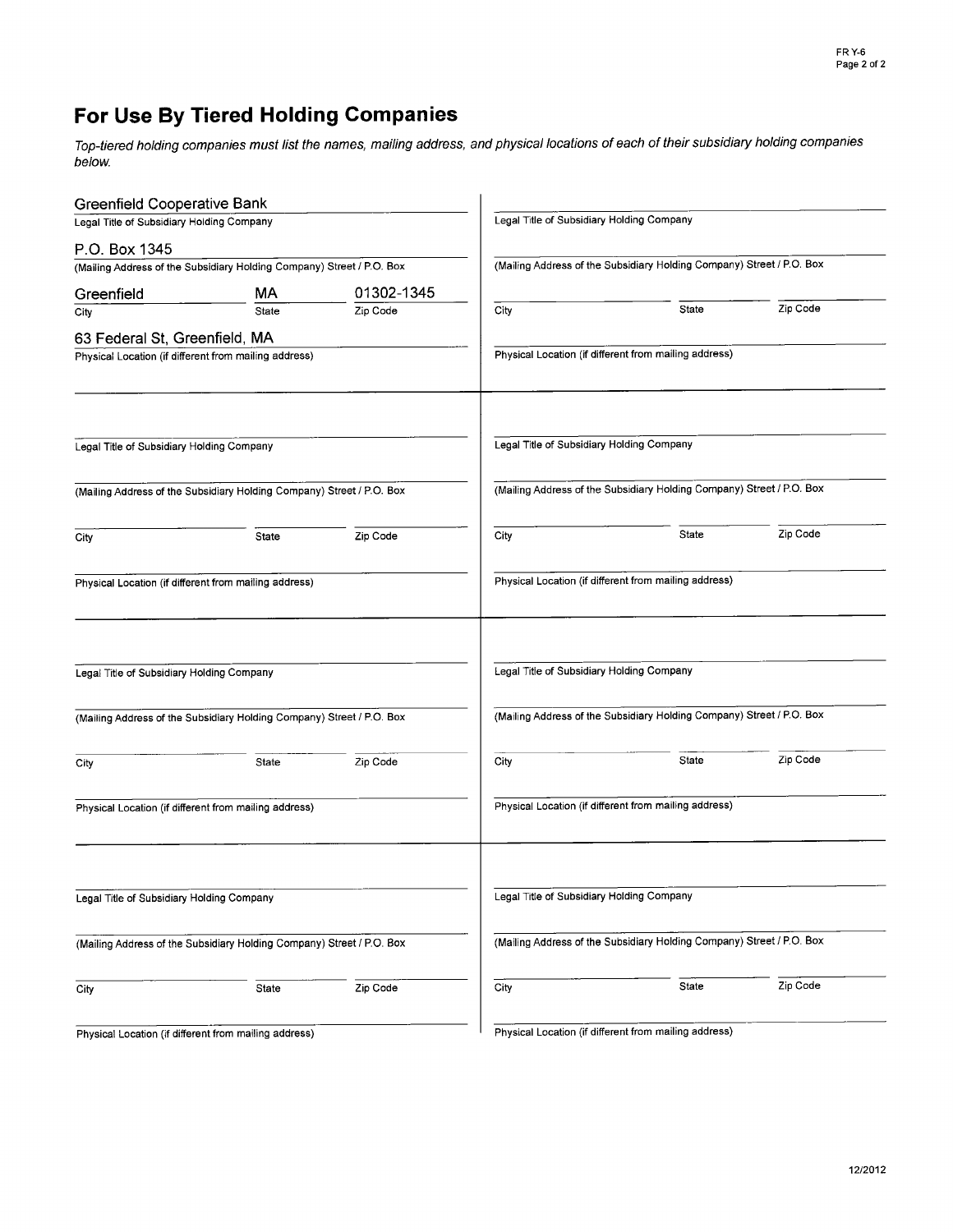## For Use By Tiered Holding Companies

*Top-tiered holding companies must list the names, mailing address, and physical locations of each of their subsidiary holding companies below.*

Greenfield Cooperative Bank
Legal Title of Subsidiary Holding Company

P.O. Box 1345
(Mailing Address of the Subsidiary Holding Company) Street / P.O. Box

| City | State | Zip Code |
|---|---|---|
| Greenfield | MA | 01302-1345 |

63 Federal St, Greenfield, MA
Physical Location (if different from mailing address)

---

Legal Title of Subsidiary Holding Company

(Mailing Address of the Subsidiary Holding Company) Street / P.O. Box

City | State | Zip Code

Physical Location (if different from mailing address)

---

Legal Title of Subsidiary Holding Company

(Mailing Address of the Subsidiary Holding Company) Street / P.O. Box

City | State | Zip Code

Physical Location (if different from mailing address)

---

Legal Title of Subsidiary Holding Company

(Mailing Address of the Subsidiary Holding Company) Street / P.O. Box

City | State | Zip Code

Physical Location (if different from mailing address)

---

Legal Title of Subsidiary Holding Company

(Mailing Address of the Subsidiary Holding Company) Street / P.O. Box

City | State | Zip Code

Physical Location (if different from mailing address)

---

Legal Title of Subsidiary Holding Company

(Mailing Address of the Subsidiary Holding Company) Street / P.O. Box

City | State | Zip Code

Physical Location (if different from mailing address)

---

Legal Title of Subsidiary Holding Company

(Mailing Address of the Subsidiary Holding Company) Street / P.O. Box

City | State | Zip Code

Physical Location (if different from mailing address)

---

Legal Title of Subsidiary Holding Company

(Mailing Address of the Subsidiary Holding Company) Street / P.O. Box

City | State | Zip Code

Physical Location (if different from mailing address)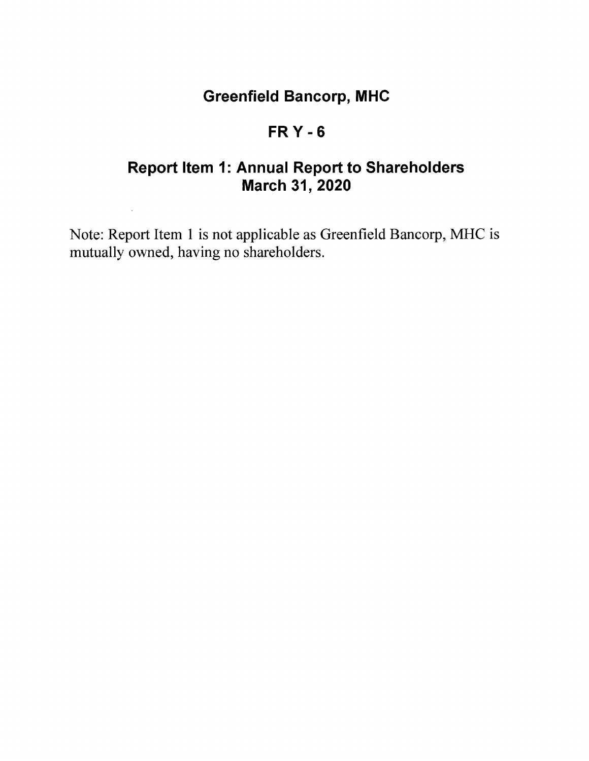# Greenfield Bancorp, MHC

## FR Y - 6

## Report Item 1: Annual Report to Shareholders
## March 31, 2020

Note: Report Item 1 is not applicable as Greenfield Bancorp, MHC is mutually owned, having no shareholders.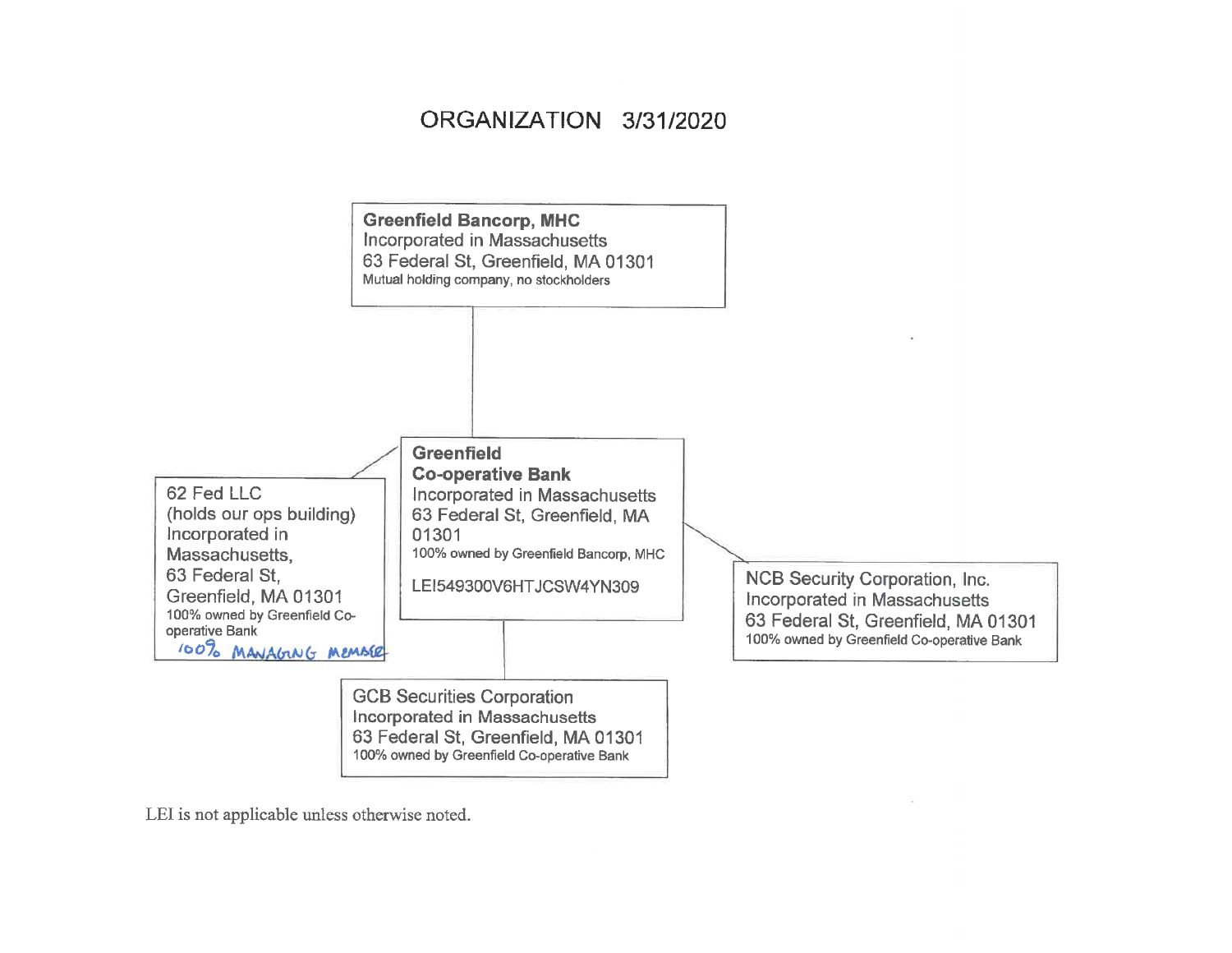# ORGANIZATION 3/31/2020

**Greenfield Bancorp, MHC**
Incorporated in Massachusetts
63 Federal St, Greenfield, MA 01301
Mutual holding company, no stockholders

**Greenfield Co-operative Bank**
Incorporated in Massachusetts
63 Federal St, Greenfield, MA 01301
100% owned by Greenfield Bancorp, MHC

LEI549300V6HTJCSW4YN309

62 Fed LLC
(holds our ops building)
Incorporated in Massachusetts,
63 Federal St,
Greenfield, MA 01301
100% owned by Greenfield Co-operative Bank
100% MANAGING MEMBER

NCB Security Corporation, Inc.
Incorporated in Massachusetts
63 Federal St, Greenfield, MA 01301
100% owned by Greenfield Co-operative Bank

GCB Securities Corporation
Incorporated in Massachusetts
63 Federal St, Greenfield, MA 01301
100% owned by Greenfield Co-operative Bank

LEI is not applicable unless otherwise noted.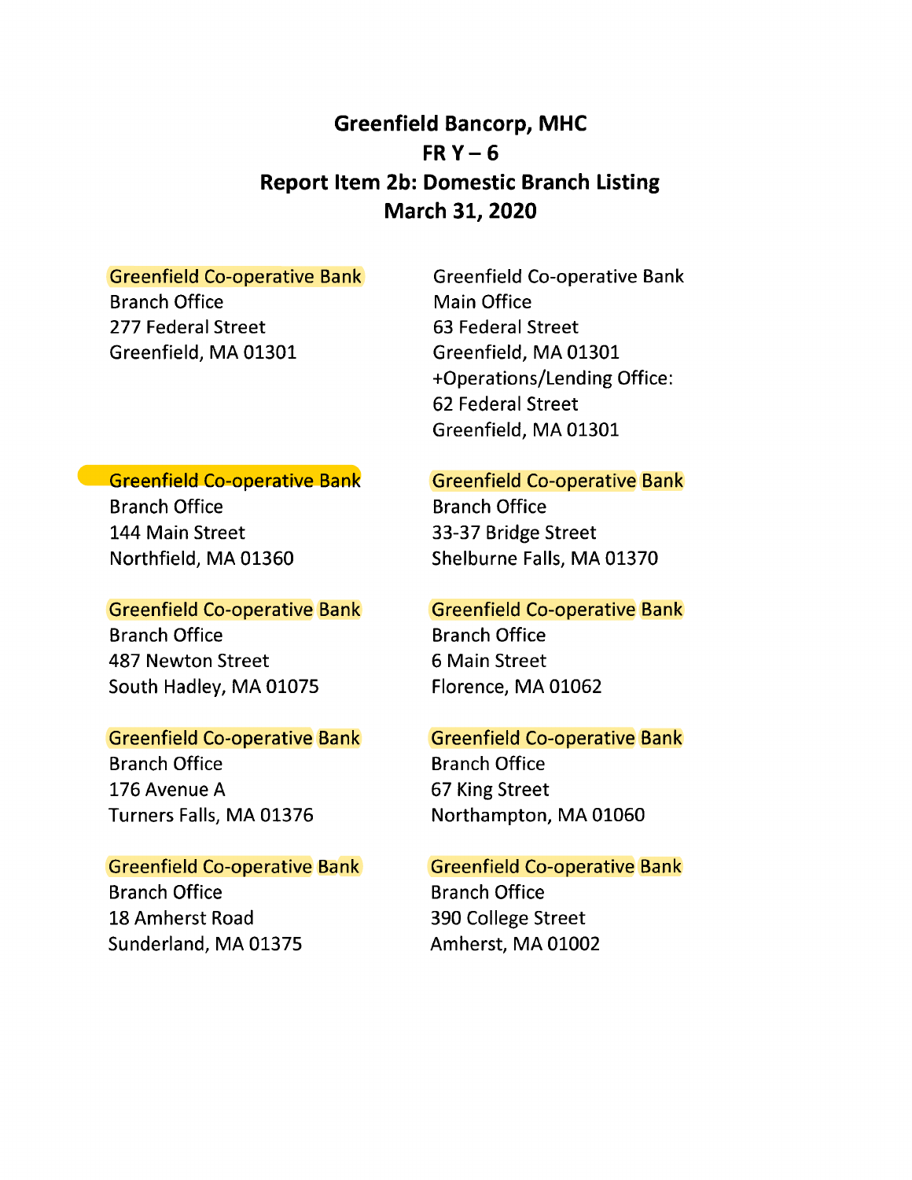# Greenfield Bancorp, MHC
# FR Y – 6
# Report Item 2b: Domestic Branch Listing
# March 31, 2020

Greenfield Co-operative Bank
Branch Office
277 Federal Street
Greenfield, MA 01301

Greenfield Co-operative Bank
Main Office
63 Federal Street
Greenfield, MA 01301
+Operations/Lending Office:
62 Federal Street
Greenfield, MA 01301

Greenfield Co-operative Bank
Branch Office
144 Main Street
Northfield, MA 01360

Greenfield Co-operative Bank
Branch Office
33-37 Bridge Street
Shelburne Falls, MA 01370

Greenfield Co-operative Bank
Branch Office
487 Newton Street
South Hadley, MA 01075

Greenfield Co-operative Bank
Branch Office
6 Main Street
Florence, MA 01062

Greenfield Co-operative Bank
Branch Office
176 Avenue A
Turners Falls, MA 01376

Greenfield Co-operative Bank
Branch Office
67 King Street
Northampton, MA 01060

Greenfield Co-operative Bank
Branch Office
18 Amherst Road
Sunderland, MA 01375

Greenfield Co-operative Bank
Branch Office
390 College Street
Amherst, MA 01002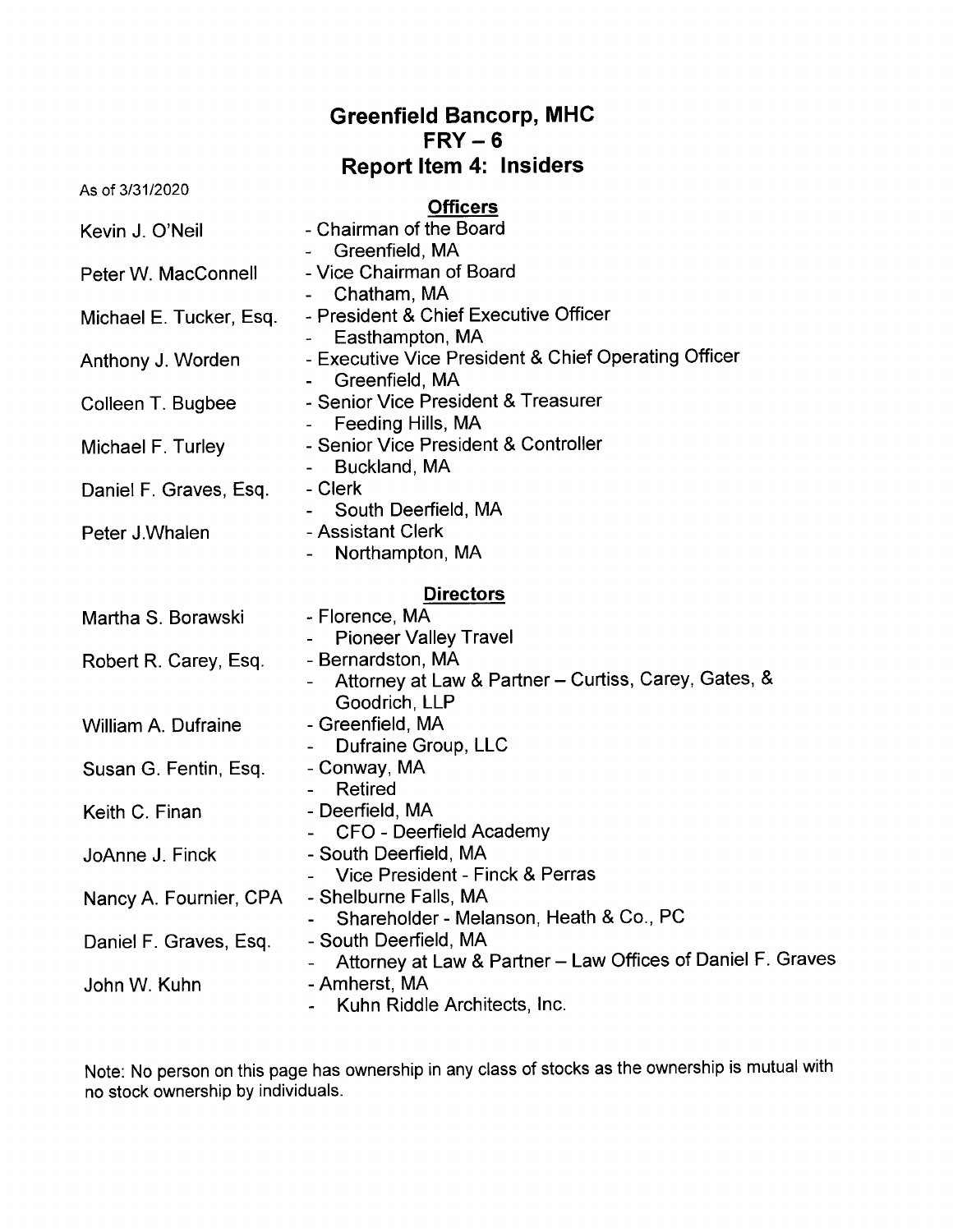# Greenfield Bancorp, MHC
## FRY – 6
## Report Item 4: Insiders

As of 3/31/2020

### Officers

| Name | Title / Location |
|---|---|
| Kevin J. O'Neil | - Chairman of the Board<br>- Greenfield, MA |
| Peter W. MacConnell | - Vice Chairman of Board<br>- Chatham, MA |
| Michael E. Tucker, Esq. | - President & Chief Executive Officer<br>- Easthampton, MA |
| Anthony J. Worden | - Executive Vice President & Chief Operating Officer<br>- Greenfield, MA |
| Colleen T. Bugbee | - Senior Vice President & Treasurer<br>- Feeding Hills, MA |
| Michael F. Turley | - Senior Vice President & Controller<br>- Buckland, MA |
| Daniel F. Graves, Esq. | - Clerk<br>- South Deerfield, MA |
| Peter J.Whalen | - Assistant Clerk<br>- Northampton, MA |

### Directors

| Name | Location / Occupation |
|---|---|
| Martha S. Borawski | - Florence, MA<br>- Pioneer Valley Travel |
| Robert R. Carey, Esq. | - Bernardston, MA<br>- Attorney at Law & Partner – Curtiss, Carey, Gates, & Goodrich, LLP |
| William A. Dufraine | - Greenfield, MA<br>- Dufraine Group, LLC |
| Susan G. Fentin, Esq. | - Conway, MA<br>- Retired |
| Keith C. Finan | - Deerfield, MA<br>- CFO - Deerfield Academy |
| JoAnne J. Finck | - South Deerfield, MA<br>- Vice President - Finck & Perras |
| Nancy A. Fournier, CPA | - Shelburne Falls, MA<br>- Shareholder - Melanson, Heath & Co., PC |
| Daniel F. Graves, Esq. | - South Deerfield, MA<br>- Attorney at Law & Partner – Law Offices of Daniel F. Graves |
| John W. Kuhn | - Amherst, MA<br>- Kuhn Riddle Architects, Inc. |

Note: No person on this page has ownership in any class of stocks as the ownership is mutual with no stock ownership by individuals.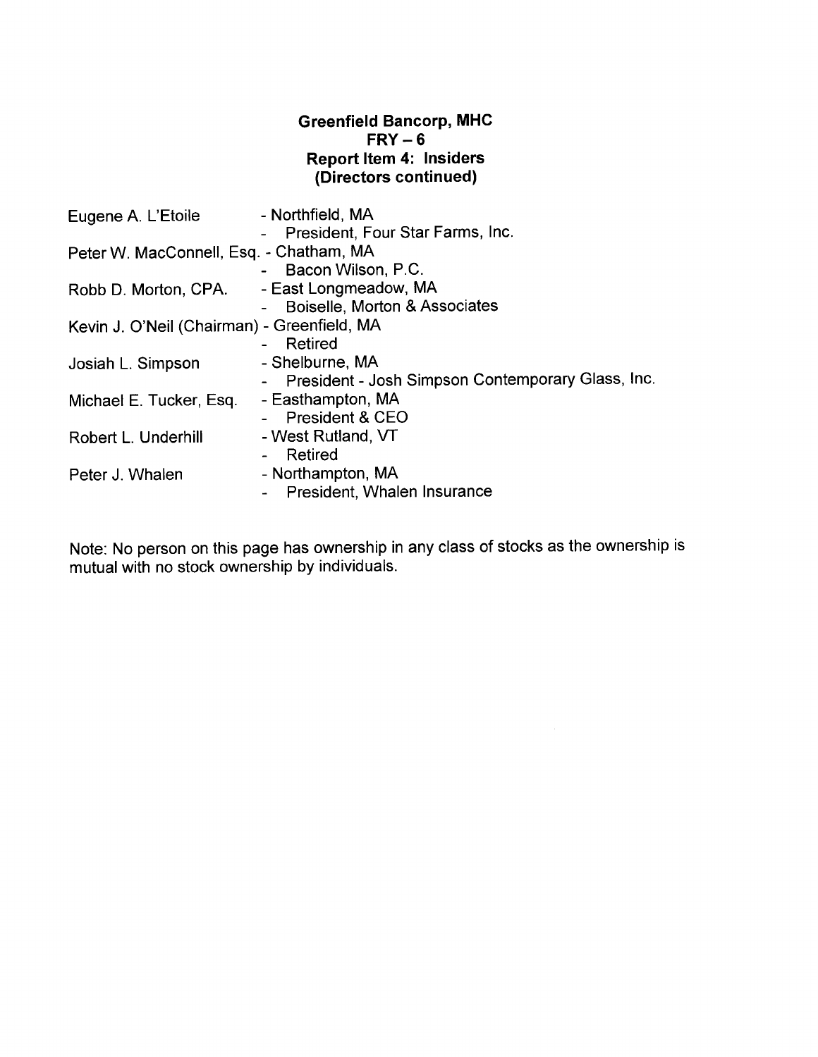**Greenfield Bancorp, MHC**
**FRY – 6**
**Report Item 4: Insiders**
**(Directors continued)**

Eugene A. L'Etoile - Northfield, MA
- President, Four Star Farms, Inc.

Peter W. MacConnell, Esq. - Chatham, MA
- Bacon Wilson, P.C.

Robb D. Morton, CPA. - East Longmeadow, MA
- Boiselle, Morton & Associates

Kevin J. O'Neil (Chairman) - Greenfield, MA
- Retired

Josiah L. Simpson - Shelburne, MA
- President - Josh Simpson Contemporary Glass, Inc.

Michael E. Tucker, Esq. - Easthampton, MA
- President & CEO

Robert L. Underhill - West Rutland, VT
- Retired

Peter J. Whalen - Northampton, MA
- President, Whalen Insurance

Note: No person on this page has ownership in any class of stocks as the ownership is mutual with no stock ownership by individuals.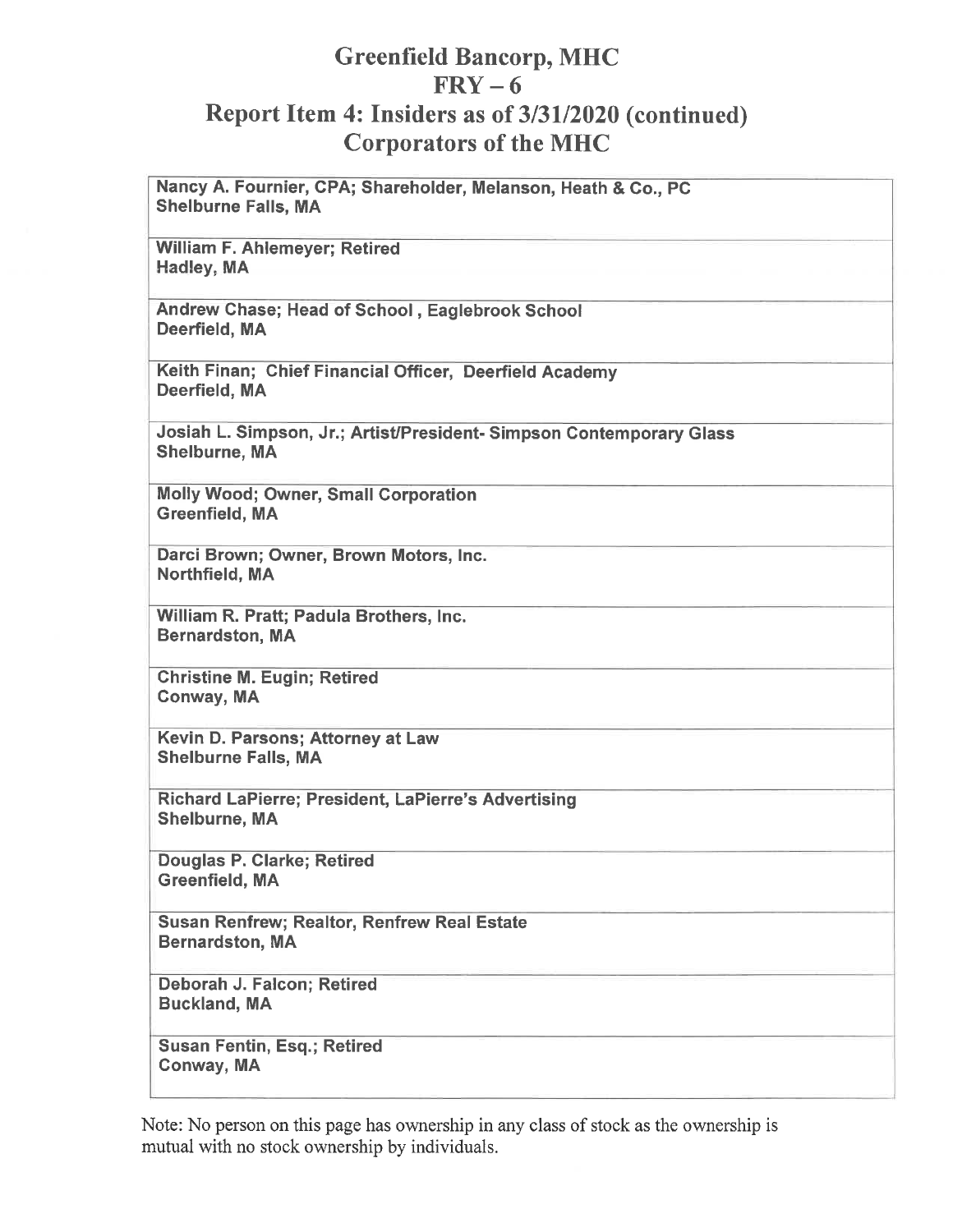# Greenfield Bancorp, MHC
## FRY – 6
## Report Item 4: Insiders as of 3/31/2020 (continued)
## Corporators of the MHC

| |
|---|
| **Nancy A. Fournier, CPA; Shareholder, Melanson, Heath & Co., PC**<br>**Shelburne Falls, MA** |
| **William F. Ahlemeyer; Retired**<br>**Hadley, MA** |
| **Andrew Chase; Head of School , Eaglebrook School**<br>**Deerfield, MA** |
| **Keith Finan;  Chief Financial Officer,  Deerfield Academy**<br>**Deerfield, MA** |
| **Josiah L. Simpson, Jr.; Artist/President- Simpson Contemporary Glass**<br>**Shelburne, MA** |
| **Molly Wood; Owner, Small Corporation**<br>**Greenfield, MA** |
| **Darci Brown; Owner, Brown Motors, Inc.**<br>**Northfield, MA** |
| **William R. Pratt; Padula Brothers, Inc.**<br>**Bernardston, MA** |
| **Christine M. Eugin; Retired**<br>**Conway, MA** |
| **Kevin D. Parsons; Attorney at Law**<br>**Shelburne Falls, MA** |
| **Richard LaPierre; President, LaPierre's Advertising**<br>**Shelburne, MA** |
| **Douglas P. Clarke; Retired**<br>**Greenfield, MA** |
| **Susan Renfrew; Realtor, Renfrew Real Estate**<br>**Bernardston, MA** |
| **Deborah J. Falcon; Retired**<br>**Buckland, MA** |
| **Susan Fentin, Esq.; Retired**<br>**Conway, MA** |

Note: No person on this page has ownership in any class of stock as the ownership is mutual with no stock ownership by individuals.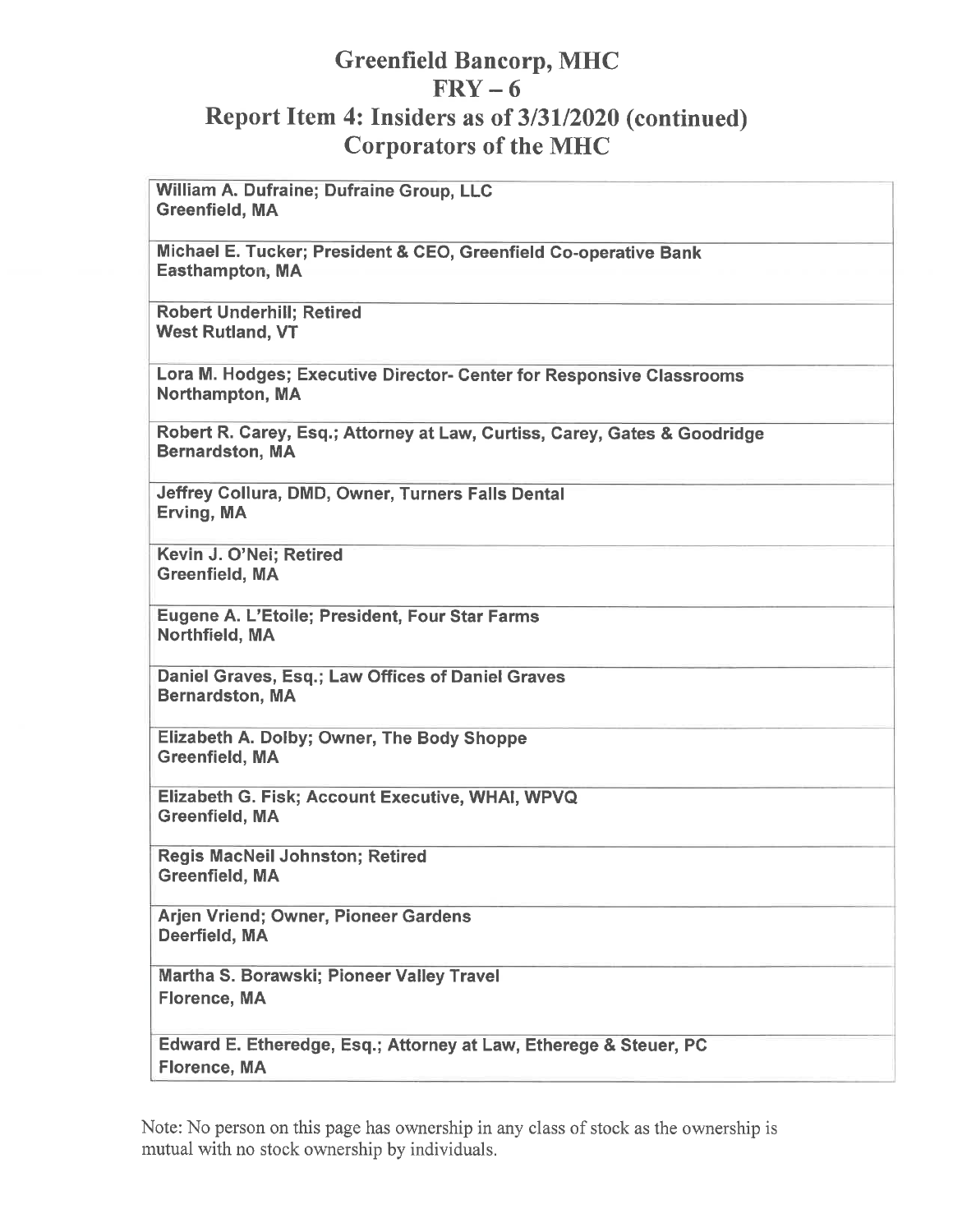# Greenfield Bancorp, MHC
## FRY – 6
## Report Item 4: Insiders as of 3/31/2020 (continued)
## Corporators of the MHC

| |
|---|
| **William A. Dufraine; Dufraine Group, LLC**<br>**Greenfield, MA** |
| **Michael E. Tucker; President & CEO, Greenfield Co-operative Bank**<br>**Easthampton, MA** |
| **Robert Underhill; Retired**<br>**West Rutland, VT** |
| **Lora M. Hodges; Executive Director- Center for Responsive Classrooms**<br>**Northampton, MA** |
| **Robert R. Carey, Esq.; Attorney at Law, Curtiss, Carey, Gates & Goodridge**<br>**Bernardston, MA** |
| **Jeffrey Collura, DMD, Owner, Turners Falls Dental**<br>**Erving, MA** |
| **Kevin J. O'Nei; Retired**<br>**Greenfield, MA** |
| **Eugene A. L'Etoile; President, Four Star Farms**<br>**Northfield, MA** |
| **Daniel Graves, Esq.; Law Offices of Daniel Graves**<br>**Bernardston, MA** |
| **Elizabeth A. Dolby; Owner, The Body Shoppe**<br>**Greenfield, MA** |
| **Elizabeth G. Fisk; Account Executive, WHAI, WPVQ**<br>**Greenfield, MA** |
| **Regis MacNeil Johnston; Retired**<br>**Greenfield, MA** |
| **Arjen Vriend; Owner, Pioneer Gardens**<br>**Deerfield, MA** |
| **Martha S. Borawski; Pioneer Valley Travel**<br>**Florence, MA** |
| **Edward E. Etheredge, Esq.; Attorney at Law, Etherege & Steuer, PC**<br>**Florence, MA** |

Note: No person on this page has ownership in any class of stock as the ownership is mutual with no stock ownership by individuals.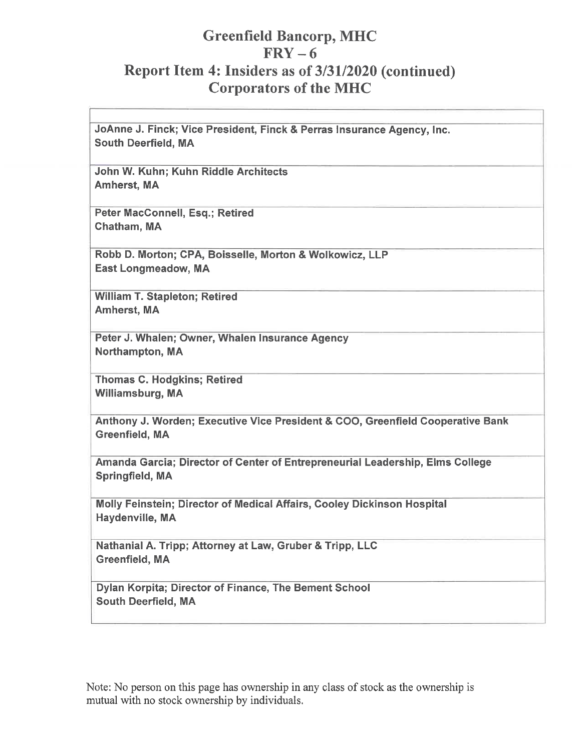# Greenfield Bancorp, MHC
## FRY – 6
## Report Item 4: Insiders as of 3/31/2020 (continued)
## Corporators of the MHC

| |
|---|
| **JoAnne J. Finck; Vice President, Finck & Perras Insurance Agency, Inc.**<br>**South Deerfield, MA** |
| **John W. Kuhn; Kuhn Riddle Architects**<br>**Amherst, MA** |
| **Peter MacConnell, Esq.; Retired**<br>**Chatham, MA** |
| **Robb D. Morton; CPA, Boisselle, Morton & Wolkowicz, LLP**<br>**East Longmeadow, MA** |
| **William T. Stapleton; Retired**<br>**Amherst, MA** |
| **Peter J. Whalen; Owner, Whalen Insurance Agency**<br>**Northampton, MA** |
| **Thomas C. Hodgkins; Retired**<br>**Williamsburg, MA** |
| **Anthony J. Worden; Executive Vice President & COO, Greenfield Cooperative Bank**<br>**Greenfield, MA** |
| **Amanda Garcia; Director of Center of Entrepreneurial Leadership, Elms College**<br>**Springfield, MA** |
| **Molly Feinstein; Director of Medical Affairs, Cooley Dickinson Hospital**<br>**Haydenville, MA** |
| **Nathanial A. Tripp; Attorney at Law, Gruber & Tripp, LLC**<br>**Greenfield, MA** |
| **Dylan Korpita; Director of Finance, The Bement School**<br>**South Deerfield, MA** |

Note: No person on this page has ownership in any class of stock as the ownership is mutual with no stock ownership by individuals.